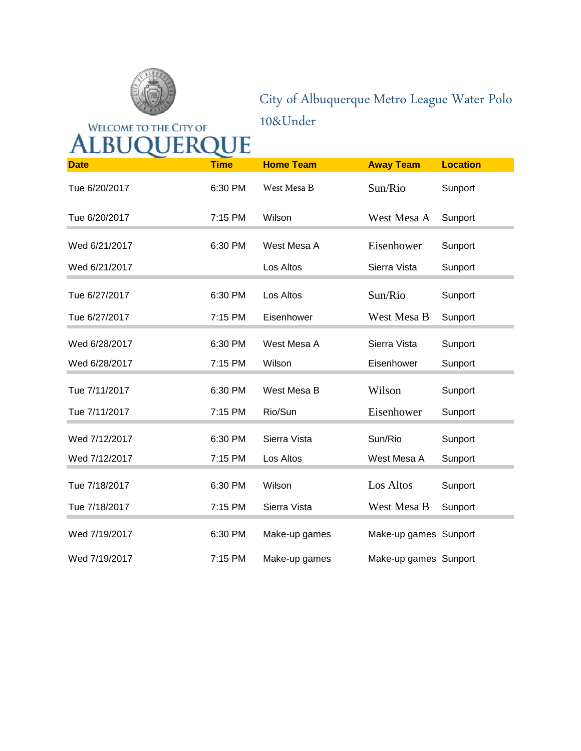WELCOME TO THE CITY OF
ALBUQUERQUE

# City of Albuquerque Metro League Water Polo 10&Under

| Date | Time | Home Team | Away Team | Location |
|---|---|---|---|---|
| Tue 6/20/2017 | 6:30 PM | West Mesa B | Sun/Rio | Sunport |
| Tue 6/20/2017 | 7:15 PM | Wilson | West Mesa A | Sunport |
| Wed 6/21/2017 | 6:30 PM | West Mesa A | Eisenhower | Sunport |
| Wed 6/21/2017 | | Los Altos | Sierra Vista | Sunport |
| Tue 6/27/2017 | 6:30 PM | Los Altos | Sun/Rio | Sunport |
| Tue 6/27/2017 | 7:15 PM | Eisenhower | West Mesa B | Sunport |
| Wed 6/28/2017 | 6:30 PM | West Mesa A | Sierra Vista | Sunport |
| Wed 6/28/2017 | 7:15 PM | Wilson | Eisenhower | Sunport |
| Tue 7/11/2017 | 6:30 PM | West Mesa B | Wilson | Sunport |
| Tue 7/11/2017 | 7:15 PM | Rio/Sun | Eisenhower | Sunport |
| Wed 7/12/2017 | 6:30 PM | Sierra Vista | Sun/Rio | Sunport |
| Wed 7/12/2017 | 7:15 PM | Los Altos | West Mesa A | Sunport |
| Tue 7/18/2017 | 6:30 PM | Wilson | Los Altos | Sunport |
| Tue 7/18/2017 | 7:15 PM | Sierra Vista | West Mesa B | Sunport |
| Wed 7/19/2017 | 6:30 PM | Make-up games | Make-up games | Sunport |
| Wed 7/19/2017 | 7:15 PM | Make-up games | Make-up games | Sunport |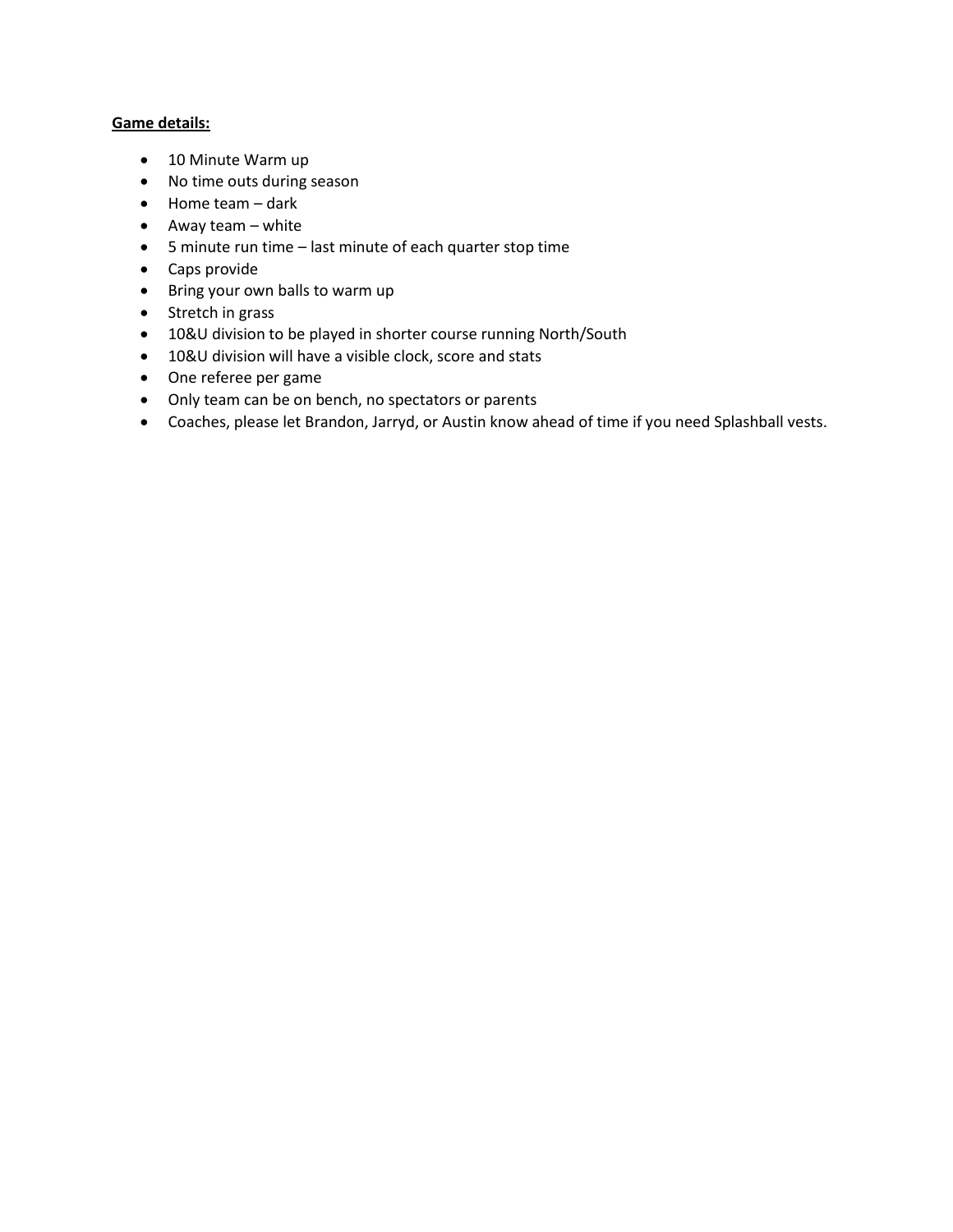**Game details:**

- 10 Minute Warm up
- No time outs during season
- Home team – dark
- Away team – white
- 5 minute run time – last minute of each quarter stop time
- Caps provide
- Bring your own balls to warm up
- Stretch in grass
- 10&U division to be played in shorter course running North/South
- 10&U division will have a visible clock, score and stats
- One referee per game
- Only team can be on bench, no spectators or parents
- Coaches, please let Brandon, Jarryd, or Austin know ahead of time if you need Splashball vests.